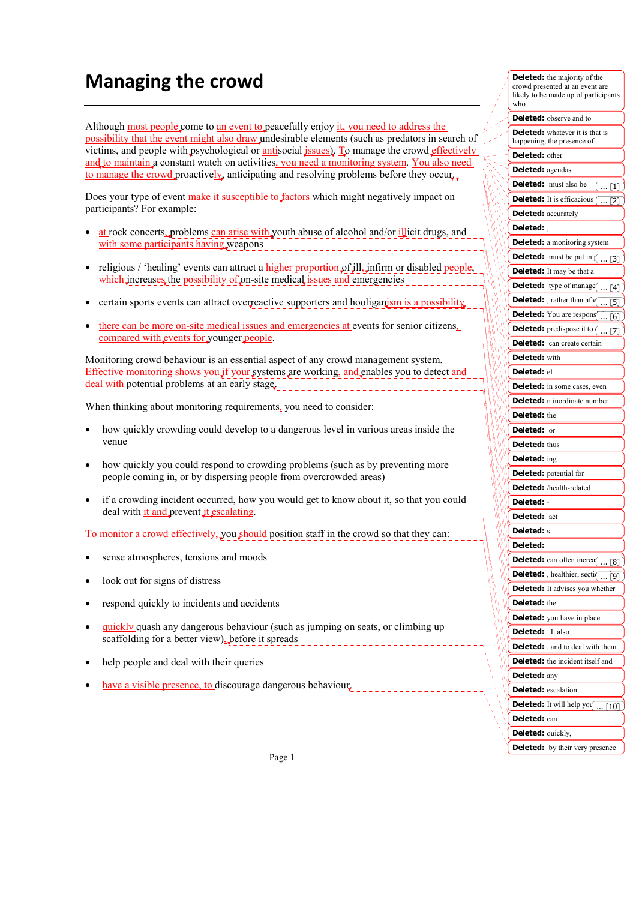# Managing the crowd

Although most people come to an event to peacefully enjoy it, you need to address the possibility that the event might also draw undesirable elements (such as predators in search of victims, and people with psychological or antisocial issues). To manage the crowd effectively and to maintain a constant watch on activities, you need a monitoring system. You also need to manage the crowd proactively, anticipating and resolving problems before they occur.

Does your type of event make it susceptible to factors which might negatively impact on participants? For example:

- at rock concerts, problems can arise with youth abuse of alcohol and/or illicit drugs, and with some participants having weapons
- religious / 'healing' events can attract a higher proportion of ill, infirm or disabled people, which increases the possibility of on-site medical issues and emergencies
- certain sports events can attract overreactive supporters and hooliganism is a possibility
- there can be more on-site medical issues and emergencies at events for senior citizens, compared with events for younger people.

Monitoring crowd behaviour is an essential aspect of any crowd management system. Effective monitoring shows you if your systems are working, and enables you to detect and deal with potential problems at an early stage.

When thinking about monitoring requirements, you need to consider:

- how quickly crowding could develop to a dangerous level in various areas inside the venue
- how quickly you could respond to crowding problems (such as by preventing more people coming in, or by dispersing people from overcrowded areas)
- if a crowding incident occurred, how you would get to know about it, so that you could deal with it and prevent it escalating.

To monitor a crowd effectively, you should position staff in the crowd so that they can:

- sense atmospheres, tensions and moods
- look out for signs of distress
- respond quickly to incidents and accidents
- quickly quash any dangerous behaviour (such as jumping on seats, or climbing up scaffolding for a better view), before it spreads
- help people and deal with their queries
- have a visible presence, to discourage dangerous behaviour.

Deleted: the majority of the crowd presented at an event are likely to be made up of participants who

Deleted: observe and to

Deleted: whatever it is that is happening, the presence of

Deleted: other

Deleted: agendas

Deleted: must also be ... [1]

Deleted: It is efficacious ... [2]

Deleted: accurately

Deleted: ,

Deleted: a monitoring system

Deleted: must be put in p ... [3]

Deleted: It may be that a

Deleted: type of manage ... [4]

Deleted: , rather than afte ... [5]

Deleted: You are respons ... [6]

Deleted: predispose it to ... [7]

Deleted: can create certain

Deleted: with

Deleted: el

Deleted: in some cases, even

Deleted: n inordinate number

Deleted: the

Deleted: or

Deleted: thus

Deleted: ing

Deleted: potential for

Deleted: /health-related

Deleted: -

Deleted: act

Deleted: s

Deleted:

Deleted: can often increa ... [8]

Deleted: , healthier, secti ... [9]

Deleted: It advises you whether

Deleted: the

Deleted: you have in place

Deleted: . It also

Deleted: , and to deal with them

Deleted: the incident itself and

Deleted: any

Deleted: escalation

Deleted: It will help you ... [10]

Deleted: can

Deleted: quickly,

Deleted: by their very presence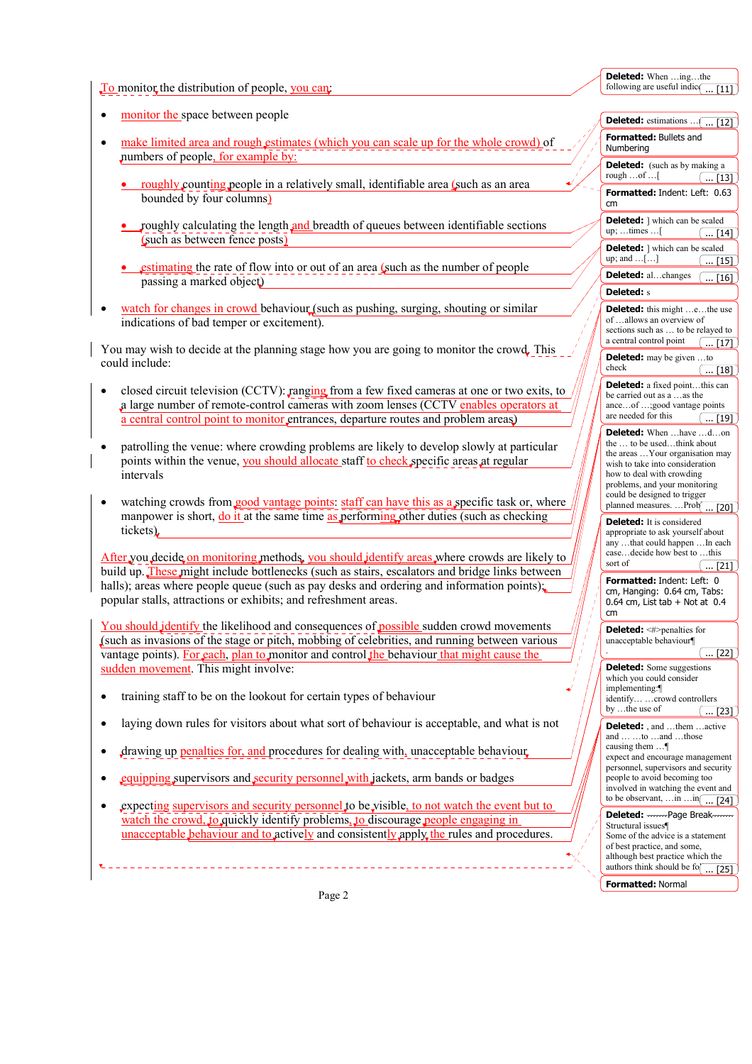To monitor the distribution of people, you can:

- monitor the space between people
- make limited area and rough estimates (which you can scale up for the whole crowd) of numbers of people, for example by:
  - roughly counting people in a relatively small, identifiable area (such as an area bounded by four columns)
  - roughly calculating the length and breadth of queues between identifiable sections (such as between fence posts)
  - estimating the rate of flow into or out of an area (such as the number of people passing a marked object)
- watch for changes in crowd behaviour (such as pushing, surging, shouting or similar indications of bad temper or excitement).

You may wish to decide at the planning stage how you are going to monitor the crowd. This could include:

- closed circuit television (CCTV): ranging from a few fixed cameras at one or two exits, to a large number of remote-control cameras with zoom lenses (CCTV enables operators at a central control point to monitor entrances, departure routes and problem areas)
- patrolling the venue: where crowding problems are likely to develop slowly at particular points within the venue, you should allocate staff to check specific areas at regular intervals
- watching crowds from good vantage points: staff can have this as a specific task or, where manpower is short, do it at the same time as performing other duties (such as checking tickets).

After you decide on monitoring methods, you should identify areas where crowds are likely to build up. These might include bottlenecks (such as stairs, escalators and bridge links between halls); areas where people queue (such as pay desks and ordering and information points); popular stalls, attractions or exhibits; and refreshment areas.

You should identify the likelihood and consequences of possible sudden crowd movements (such as invasions of the stage or pitch, mobbing of celebrities, and running between various vantage points). For each, plan to monitor and control the behaviour that might cause the sudden movement. This might involve:

- training staff to be on the lookout for certain types of behaviour
- laying down rules for visitors about what sort of behaviour is acceptable, and what is not
- drawing up penalties for, and procedures for dealing with, unacceptable behaviour
- equipping supervisors and security personnel with jackets, arm bands or badges
- expecting supervisors and security personnel to be visible, to not watch the event but to watch the crowd, to quickly identify problems, to discourage people engaging in unacceptable behaviour and to actively and consistently apply the rules and procedures.